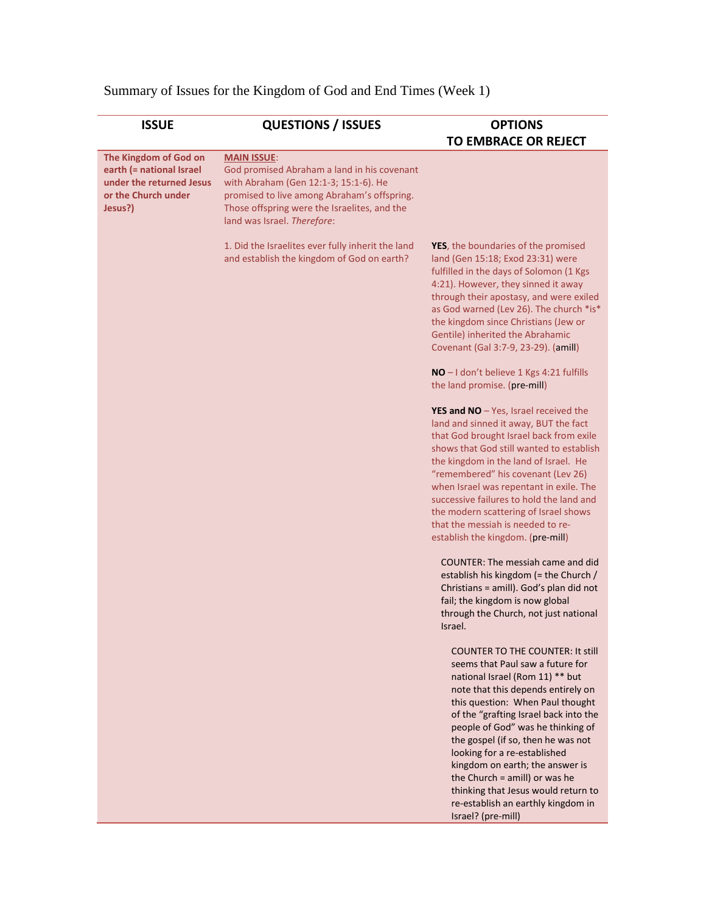Summary of Issues for the Kingdom of God and End Times (Week 1)

| ISSUE | QUESTIONS / ISSUES | OPTIONS TO EMBRACE OR REJECT |
|---|---|---|
| **The Kingdom of God on earth (= national Israel under the returned Jesus or the Church under Jesus?)** | **MAIN ISSUE**: God promised Abraham a land in his covenant with Abraham (Gen 12:1-3; 15:1-6). He promised to live among Abraham's offspring. Those offspring were the Israelites, and the land was Israel. *Therefore*: | |
| | 1. Did the Israelites ever fully inherit the land and establish the kingdom of God on earth? | **YES**, the boundaries of the promised land (Gen 15:18; Exod 23:31) were fulfilled in the days of Solomon (1 Kgs 4:21). However, they sinned it away through their apostasy, and were exiled as God warned (Lev 26). The church *is* the kingdom since Christians (Jew or Gentile) inherited the Abrahamic Covenant (Gal 3:7-9, 23-29). (amill) |
| | | **NO** – I don't believe 1 Kgs 4:21 fulfills the land promise. (pre-mill) |
| | | **YES and NO** – Yes, Israel received the land and sinned it away, BUT the fact that God brought Israel back from exile shows that God still wanted to establish the kingdom in the land of Israel. He "remembered" his covenant (Lev 26) when Israel was repentant in exile. The successive failures to hold the land and the modern scattering of Israel shows that the messiah is needed to re-establish the kingdom. (pre-mill) |
| | | COUNTER: The messiah came and did establish his kingdom (= the Church / Christians = amill). God's plan did not fail; the kingdom is now global through the Church, not just national Israel. |
| | | COUNTER TO THE COUNTER: It still seems that Paul saw a future for national Israel (Rom 11) ** but note that this depends entirely on this question: When Paul thought of the "grafting Israel back into the people of God" was he thinking of the gospel (if so, then he was not looking for a re-established kingdom on earth; the answer is the Church = amill) or was he thinking that Jesus would return to re-establish an earthly kingdom in Israel? (pre-mill) |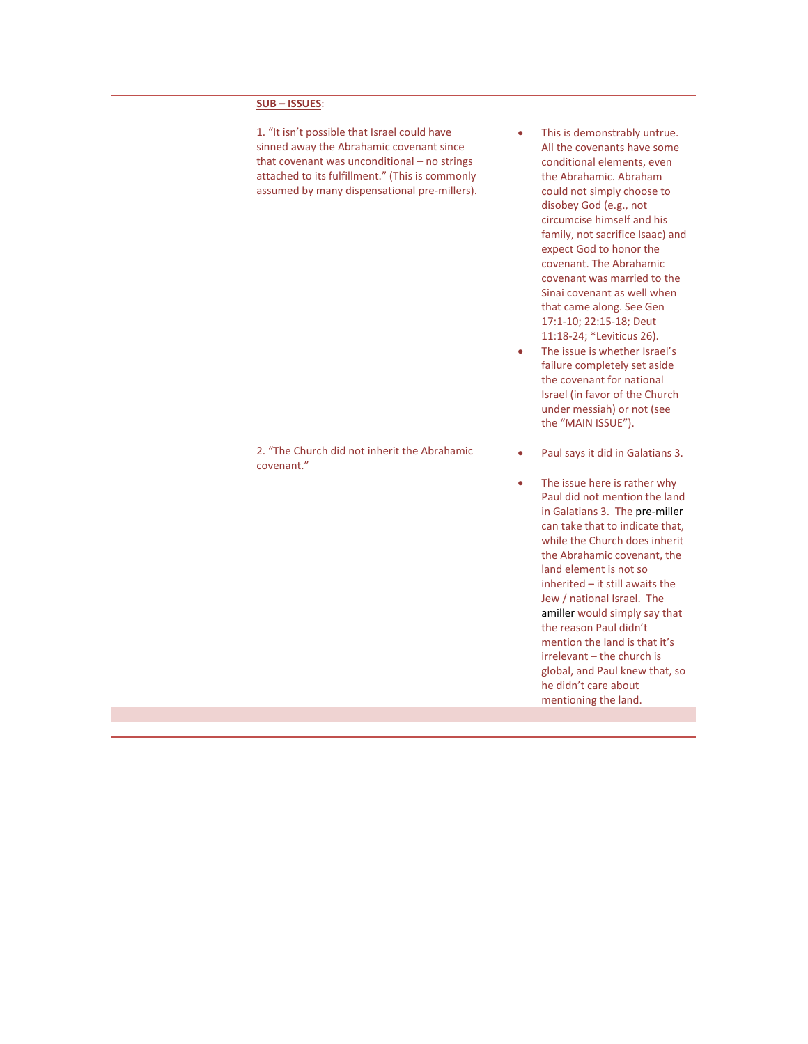**SUB – ISSUES**:

| | |
|---|---|
| 1. "It isn't possible that Israel could have sinned away the Abrahamic covenant since that covenant was unconditional – no strings attached to its fulfillment." (This is commonly assumed by many dispensational pre-millers). | • This is demonstrably untrue. All the covenants have some conditional elements, even the Abrahamic. Abraham could not simply choose to disobey God (e.g., not circumcise himself and his family, not sacrifice Isaac) and expect God to honor the covenant. The Abrahamic covenant was married to the Sinai covenant as well when that came along. See Gen 17:1-10; 22:15-18; Deut 11:18-24; *Leviticus 26).<br>• The issue is whether Israel's failure completely set aside the covenant for national Israel (in favor of the Church under messiah) or not (see the "MAIN ISSUE"). |
| 2. "The Church did not inherit the Abrahamic covenant." | • Paul says it did in Galatians 3.<br>• The issue here is rather why Paul did not mention the land in Galatians 3. The pre-miller can take that to indicate that, while the Church does inherit the Abrahamic covenant, the land element is not so inherited – it still awaits the Jew / national Israel. The amiller would simply say that the reason Paul didn't mention the land is that it's irrelevant – the church is global, and Paul knew that, so he didn't care about mentioning the land. |